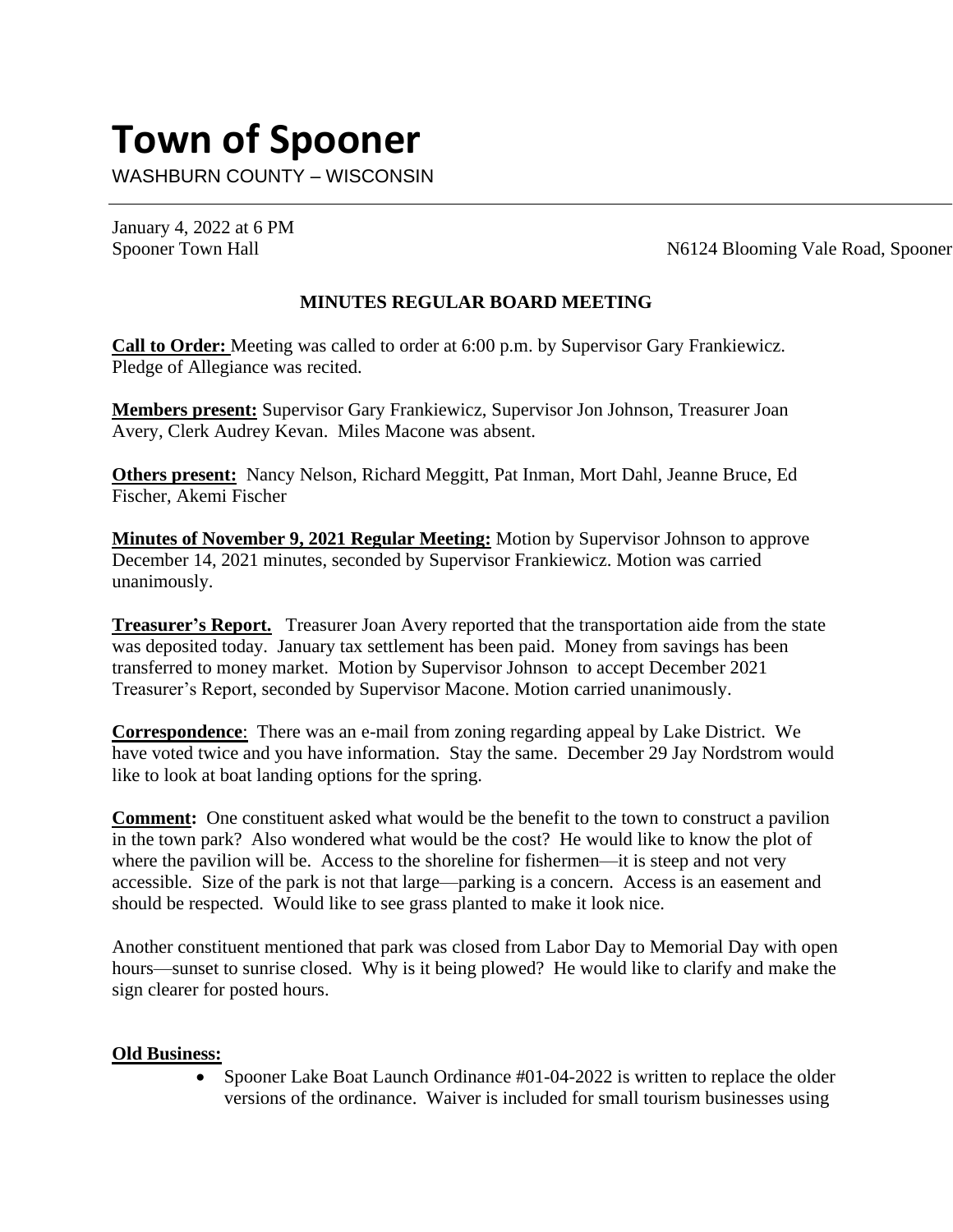# Town of Spooner

WASHBURN COUNTY – WISCONSIN

---

January 4, 2022 at 6 PM
Spooner Town Hall N6124 Blooming Vale Road, Spooner

**MINUTES REGULAR BOARD MEETING**

**Call to Order:** Meeting was called to order at 6:00 p.m. by Supervisor Gary Frankiewicz. Pledge of Allegiance was recited.

**Members present:** Supervisor Gary Frankiewicz, Supervisor Jon Johnson, Treasurer Joan Avery, Clerk Audrey Kevan. Miles Macone was absent.

**Others present:** Nancy Nelson, Richard Meggitt, Pat Inman, Mort Dahl, Jeanne Bruce, Ed Fischer, Akemi Fischer

**Minutes of November 9, 2021 Regular Meeting:** Motion by Supervisor Johnson to approve December 14, 2021 minutes, seconded by Supervisor Frankiewicz. Motion was carried unanimously.

**Treasurer's Report.** Treasurer Joan Avery reported that the transportation aide from the state was deposited today. January tax settlement has been paid. Money from savings has been transferred to money market. Motion by Supervisor Johnson to accept December 2021 Treasurer's Report, seconded by Supervisor Macone. Motion carried unanimously.

**Correspondence**: There was an e-mail from zoning regarding appeal by Lake District. We have voted twice and you have information. Stay the same. December 29 Jay Nordstrom would like to look at boat landing options for the spring.

**Comment:** One constituent asked what would be the benefit to the town to construct a pavilion in the town park? Also wondered what would be the cost? He would like to know the plot of where the pavilion will be. Access to the shoreline for fishermen—it is steep and not very accessible. Size of the park is not that large—parking is a concern. Access is an easement and should be respected. Would like to see grass planted to make it look nice.

Another constituent mentioned that park was closed from Labor Day to Memorial Day with open hours—sunset to sunrise closed. Why is it being plowed? He would like to clarify and make the sign clearer for posted hours.

**Old Business:**

- Spooner Lake Boat Launch Ordinance #01-04-2022 is written to replace the older versions of the ordinance. Waiver is included for small tourism businesses using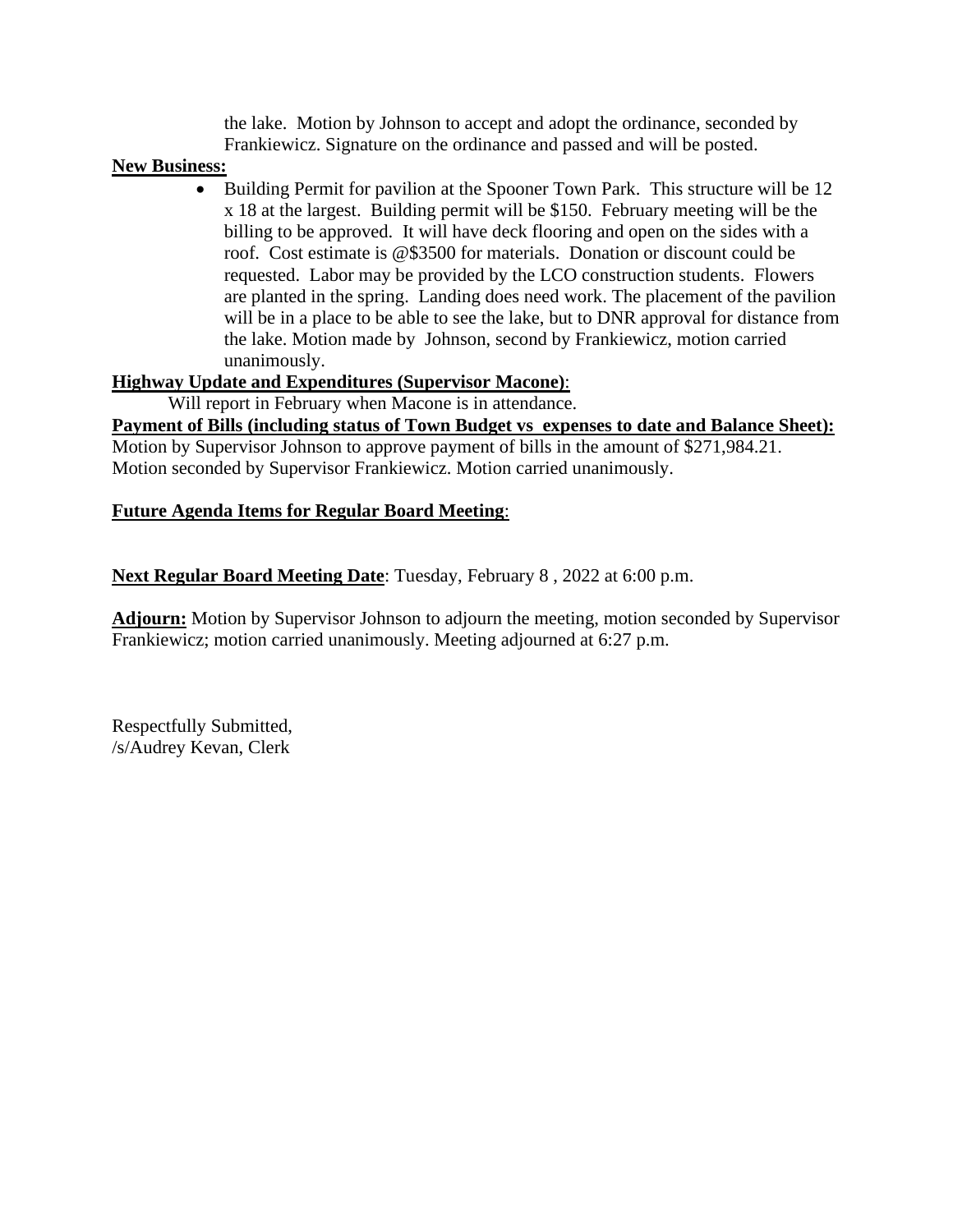the lake. Motion by Johnson to accept and adopt the ordinance, seconded by Frankiewicz. Signature on the ordinance and passed and will be posted.

**New Business:**

- Building Permit for pavilion at the Spooner Town Park. This structure will be 12 x 18 at the largest. Building permit will be $150. February meeting will be the billing to be approved. It will have deck flooring and open on the sides with a roof. Cost estimate is @$3500 for materials. Donation or discount could be requested. Labor may be provided by the LCO construction students. Flowers are planted in the spring. Landing does need work. The placement of the pavilion will be in a place to be able to see the lake, but to DNR approval for distance from the lake. Motion made by Johnson, second by Frankiewicz, motion carried unanimously.

**Highway Update and Expenditures (Supervisor Macone)**:

Will report in February when Macone is in attendance.

**Payment of Bills (including status of Town Budget vs expenses to date and Balance Sheet):**
Motion by Supervisor Johnson to approve payment of bills in the amount of $271,984.21. Motion seconded by Supervisor Frankiewicz. Motion carried unanimously.

**Future Agenda Items for Regular Board Meeting**:

**Next Regular Board Meeting Date**: Tuesday, February 8 , 2022 at 6:00 p.m.

**Adjourn:** Motion by Supervisor Johnson to adjourn the meeting, motion seconded by Supervisor Frankiewicz; motion carried unanimously. Meeting adjourned at 6:27 p.m.

Respectfully Submitted,
/s/Audrey Kevan, Clerk